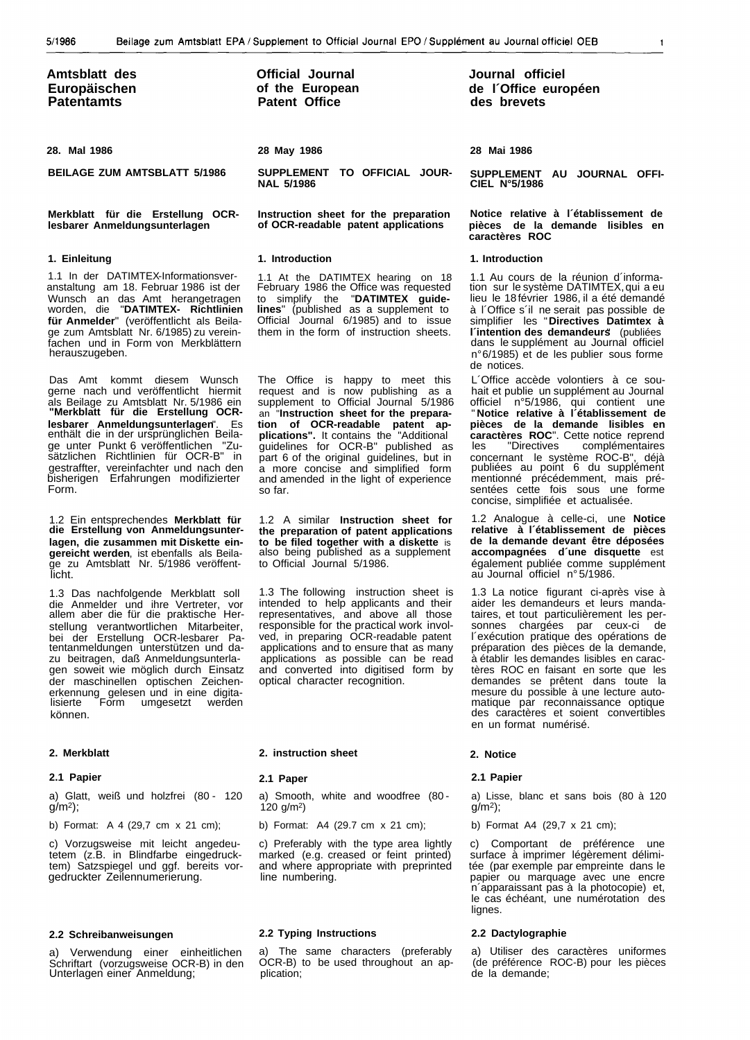# Amtsblatt des Europäischen Patentamts

# Official Journal of the European Patent Office

# Journal officiel de l´Office européen des brevets

**28. Mai 1986**

**BEILAGE ZUM AMTSBLATT 5/1986**

## Merkblatt für die Erstellung OCR-lesbarer Anmeldungsunterlagen

### 1. Einleitung

1.1 In der DATIMTEX-Informationsveranstaltung am 18. Februar 1986 ist der Wunsch an das Amt herangetragen worden, die "**DATIMTEX- Richtlinien für Anmelder**" (veröffentlicht als Beilage zum Amtsblatt Nr. 6/1985) zu vereinfachen und in Form von Merkblättern herauszugeben.

Das Amt kommt diesem Wunsch gerne nach und veröffentlicht hiermit als Beilage zu Amtsblatt Nr. 5/1986 ein **"Merkblatt für die Erstellung OCR-lesbarer Anmeldungsunterlagen**". Es enthält die in der ursprünglichen Beilage unter Punkt 6 veröffentlichen "Zusätzlichen Richtlinien für OCR-B" in gestraffter, vereinfachter und nach den bisherigen Erfahrungen modifizierter Form.

1.2 Ein entsprechendes **Merkblatt für die Erstellung von Anmeldungsunterlagen, die zusammen mit Diskette eingereicht werden**, ist ebenfalls als Beilage zu Amtsblatt Nr. 5/1986 veröffentlicht.

1.3 Das nachfolgende Merkblatt soll die Anmelder und ihre Vertreter, vor allem aber die für die praktische Herstellung verantwortlichen Mitarbeiter, bei der Erstellung OCR-lesbarer Patentanmeldungen unterstützen und dazu beitragen, daß Anmeldungsunterlagen soweit wie möglich durch Einsatz der maschinellen optischen Zeichenerkennung gelesen und in eine digitalisierte Form umgesetzt werden können.

### 2. Merkblatt

#### 2.1 Papier

a) Glatt, weiß und holzfrei (80 - 120 g/m²);

b) Format: A 4 (29,7 cm x 21 cm);

c) Vorzugsweise mit leicht angedeutetem (z.B. in Blindfarbe eingedrucktem) Satzspiegel und ggf. bereits vorgedruckter Zeilennumerierung.

#### 2.2 Schreibanweisungen

a) Verwendung einer einheitlichen Schriftart (vorzugsweise OCR-B) in den Unterlagen einer Anmeldung;

---

**28 May 1986**

**SUPPLEMENT TO OFFICIAL JOURNAL 5/1986**

## Instruction sheet for the preparation of OCR-readable patent applications

### 1. Introduction

1.1 At the DATIMTEX hearing on 18 February 1986 the Office was requested to simplify the "**DATIMTEX guidelines**" (published as a supplement to Official Journal 6/1985) and to issue them in the form of instruction sheets.

The Office is happy to meet this request and is now publishing as a supplement to Official Journal 5/1986 an "**Instruction sheet for the preparation of OCR-readable patent applications".** It contains the "Additional guidelines for OCR-B" published as part 6 of the original guidelines, but in a more concise and simplified form and amended in the light of experience so far.

1.2 A similar **Instruction sheet for the preparation of patent applications to be filed together with a diskette** is also being published as a supplement to Official Journal 5/1986.

1.3 The following instruction sheet is intended to help applicants and their representatives, and above all those responsible for the practical work involved, in preparing OCR-readable patent applications and to ensure that as many applications as possible can be read and converted into digitised form by optical character recognition.

### 2. instruction sheet

#### 2.1 Paper

a) Smooth, white and woodfree (80 - 120 g/m²)

b) Format: A4 (29.7 cm x 21 cm);

c) Preferably with the type area lightly marked (e.g. creased or feint printed) and where appropriate with preprinted line numbering.

#### 2.2 Typing Instructions

a) The same characters (preferably OCR-B) to be used throughout an application;

---

**28 Mai 1986**

**SUPPLEMENT AU JOURNAL OFFICIEL N°5/1986**

## Notice relative à l´établissement de pièces de la demande lisibles en caractères ROC

### 1. Introduction

1.1 Au cours de la réunion d´information sur le système DATIMTEX, qui a eu lieu le 18 février 1986, il a été demandé à l´Office s´il ne serait pas possible de simplifier les "**Directives Datimtex à l´intention des demandeurs**" (publiées dans le supplément au Journal officiel n° 6/1985) et de les publier sous forme de notices.

L´Office accède volontiers à ce souhait et publie un supplément au Journal officiel n°5/1986, qui contient une "**Notice relative à l´établissement de pièces de la demande lisibles en caractères ROC**". Cette notice reprend les "Directives complémentaires concernant le système ROC-B", déjà publiées au point 6 du supplément mentionné précédemment, mais présentées cette fois sous une forme concise, simplifiée et actualisée.

1.2 Analogue à celle-ci, une **Notice relative à l´établissement de pièces de la demande devant être déposées accompagnées d´une disquette** est également publiée comme supplément au Journal officiel n° 5/1986.

1.3 La notice figurant ci-après vise à aider les demandeurs et leurs mandataires, et tout particulièrement les personnes chargées par ceux-ci de l´exécution pratique des opérations de préparation des pièces de la demande, à établir les demandes lisibles en caractères ROC en faisant en sorte que les demandes se prêtent dans toute la mesure du possible à une lecture automatique par reconnaissance optique des caractères et soient convertibles en un format numérisé.

### 2. Notice

#### 2.1 Papier

a) Lisse, blanc et sans bois (80 à 120 g/m²);

b) Format A4 (29,7 x 21 cm);

c) Comportant de préférence une surface à imprimer légèrement délimitée (par exemple par empreinte dans le papier ou marquage avec une encre n´apparaissant pas à la photocopie) et, le cas échéant, une numérotation des lignes.

#### 2.2 Dactylographie

a) Utiliser des caractères uniformes (de préférence ROC-B) pour les pièces de la demande;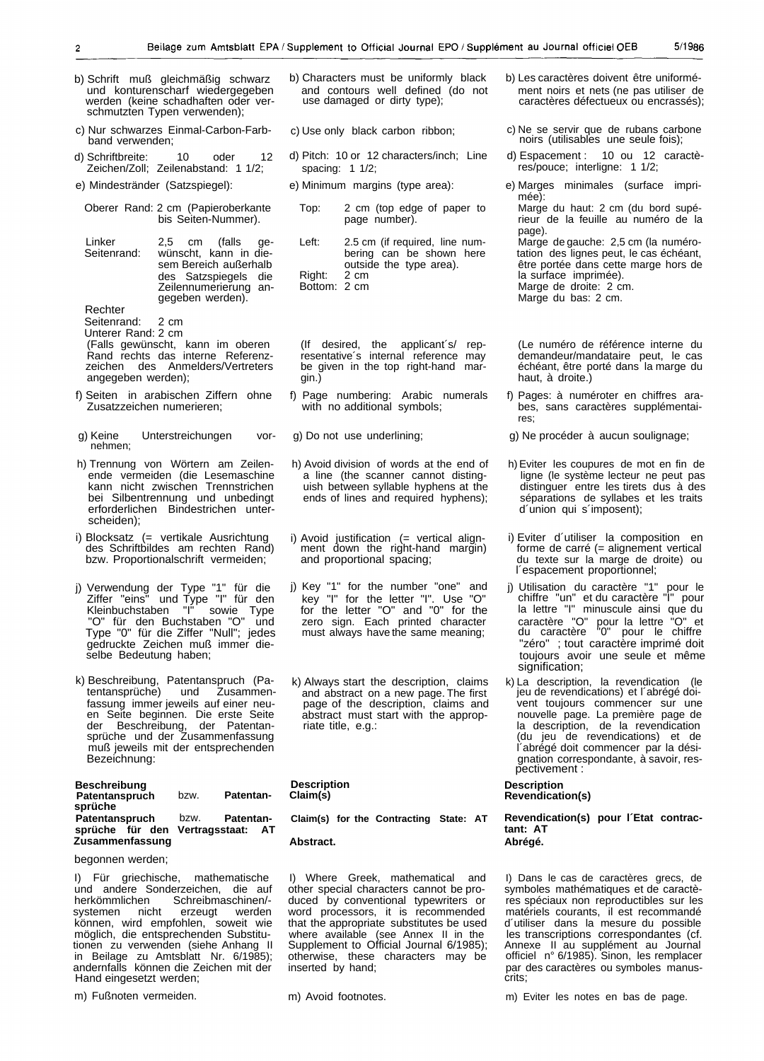b) Schrift muß gleichmäßig schwarz und konturenscharf wiedergegeben werden (keine schadhaften oder verschmutzten Typen verwenden);

c) Nur schwarzes Einmal-Carbon-Farbband verwenden;

d) Schriftbreite: 10 oder 12 Zeichen/Zoll; Zeilenabstand: 1 1/2;

e) Mindestränder (Satzspiegel):

Oberer Rand: 2 cm (Papieroberkante bis Seiten-Nummer).

Linker Seitenrand: 2,5 cm (falls gewünscht, kann in diesem Bereich außerhalb des Satzspiegels die Zeilennumerierung angegeben werden).

Rechter Seitenrand: 2 cm

Unterer Rand: 2 cm

(Falls gewünscht, kann im oberen Rand rechts das interne Referenzzeichen des Anmelders/Vertreters angegeben werden);

f) Seiten in arabischen Ziffern ohne Zusatzzeichen numerieren;

g) Keine Unterstreichungen vornehmen;

h) Trennung von Wörtern am Zeilenende vermeiden (die Lesemaschine kann nicht zwischen Trennstrichen bei Silbentrennung und unbedingt erforderlichen Bindestrichen unterscheiden);

i) Blocksatz (= vertikale Ausrichtung des Schriftbildes am rechten Rand) bzw. Proportionalschrift vermeiden;

j) Verwendung der Type "1" für die Ziffer "eins" und Type "l" für den Kleinbuchstaben "l" sowie Type "O" für den Buchstaben "O" und Type "0" für die Ziffer "Null"; jedes gedruckte Zeichen muß immer dieselbe Bedeutung haben;

k) Beschreibung, Patentanspruch (Patentansprüche) und Zusammenfassung immer jeweils auf einer neuen Seite beginnen. Die erste Seite der Beschreibung, der Patentansprüche und der Zusammenfassung muß jeweils mit der entsprechenden Bezeichnung:

**Beschreibung**
**Patentanspruch** bzw. **Patentansprüche**
**Patentanspruch** bzw. **Patentansprüche für den Vertragsstaat: AT**
**Zusammenfassung**

begonnen werden;

l) Für griechische, mathematische und andere Sonderzeichen, die auf herkömmlichen Schreibmaschinen/-systemen nicht erzeugt werden können, wird empfohlen, soweit wie möglich, die entsprechenden Substitutionen zu verwenden (siehe Anhang II in Beilage zu Amtsblatt Nr. 6/1985); andernfalls können die Zeichen mit der Hand eingesetzt werden;

m) Fußnoten vermeiden.

b) Characters must be uniformly black and contours well defined (do not use damaged or dirty type);

c) Use only black carbon ribbon;

d) Pitch: 10 or 12 characters/inch; Line spacing: 1 1/2;

e) Minimum margins (type area):

Top: 2 cm (top edge of paper to page number).

Left: 2.5 cm (if required, line numbering can be shown here outside the type area).

Right: 2 cm

Bottom: 2 cm

(If desired, the applicant´s/ representative´s internal reference may be given in the top right-hand margin.)

f) Page numbering: Arabic numerals with no additional symbols;

g) Do not use underlining;

h) Avoid division of words at the end of a line (the scanner cannot distinguish between syllable hyphens at the ends of lines and required hyphens);

i) Avoid justification (= vertical alignment down the right-hand margin) and proportional spacing;

j) Key "1" for the number "one" and key "l" for the letter "l". Use "O" for the letter "O" and "0" for the zero sign. Each printed character must always have the same meaning;

k) Always start the description, claims and abstract on a new page. The first page of the description, claims and abstract must start with the appropriate title, e.g.:

**Description**
**Claim(s)**

**Claim(s) for the Contracting State: AT**

**Abstract.**

l) Where Greek, mathematical and other special characters cannot be produced by conventional typewriters or word processors, it is recommended that the appropriate substitutes be used where available (see Annex II in the Supplement to Official Journal 6/1985); otherwise, these characters may be inserted by hand;

m) Avoid footnotes.

b) Les caractères doivent être uniformément noirs et nets (ne pas utiliser de caractères défectueux ou encrassés);

c) Ne se servir que de rubans carbone noirs (utilisables une seule fois);

d) Espacement : 10 ou 12 caractères/pouce; interligne: 1 1/2;

e) Marges minimales (surface imprimée):

Marge du haut: 2 cm (du bord supérieur de la feuille au numéro de la page).

Marge de gauche: 2,5 cm (la numérotation des lignes peut, le cas échéant, être portée dans cette marge hors de la surface imprimée).

Marge de droite: 2 cm.

Marge du bas: 2 cm.

(Le numéro de référence interne du demandeur/mandataire peut, le cas échéant, être porté dans la marge du haut, à droite.)

f) Pages: à numéroter en chiffres arabes, sans caractères supplémentaires;

g) Ne procéder à aucun soulignage;

h) Eviter les coupures de mot en fin de ligne (le système lecteur ne peut pas distinguer entre les tirets dus à des séparations de syllabes et les traits d´union qui s´imposent);

i) Eviter d´utiliser la composition en forme de carré (= alignement vertical du texte sur la marge de droite) ou l´espacement proportionnel;

j) Utilisation du caractère "1" pour le chiffre "un" et du caractère "l" pour la lettre "l" minuscule ainsi que du caractère "O" pour la lettre "O" et du caractère "0" pour le chiffre "zéro" ; tout caractère imprimé doit toujours avoir une seule et même signification;

k) La description, la revendication (le jeu de revendications) et l´abrégé doivent toujours commencer sur une nouvelle page. La première page de la description, de la revendication (du jeu de revendications) et de l´abrégé doit commencer par la désignation correspondante, à savoir, respectivement :

**Description**
**Revendication(s)**

**Revendication(s) pour l´Etat contractant: AT**
**Abrégé.**

l) Dans le cas de caractères grecs, de symboles mathématiques et de caractères spéciaux non reproductibles sur les matériels courants, il est recommandé d´utiliser dans la mesure du possible les transcriptions correspondantes (cf. Annexe II au supplément au Journal officiel n° 6/1985). Sinon, les remplacer par des caractères ou symboles manuscrits;

m) Eviter les notes en bas de page.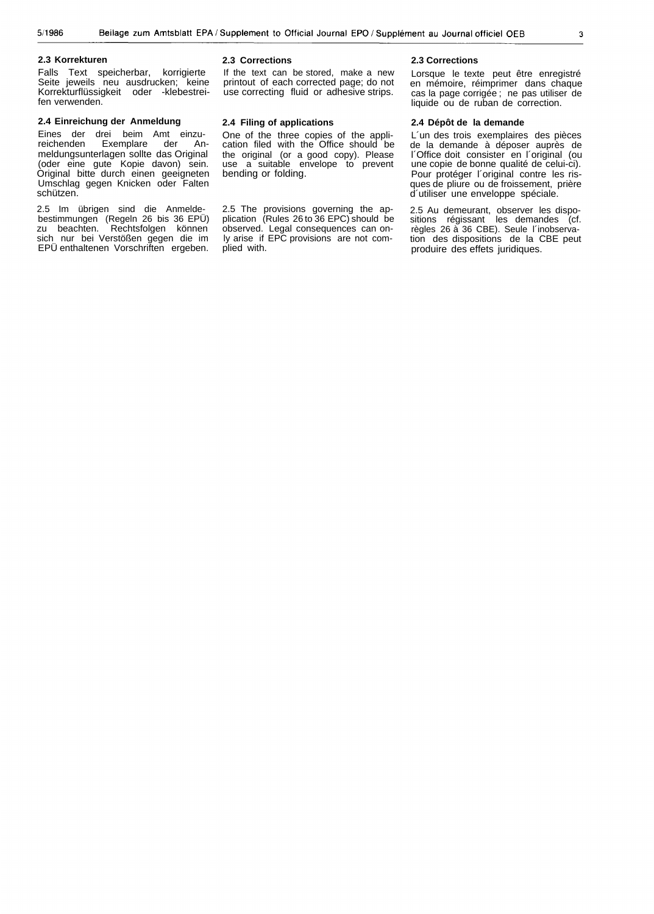### 2.3 Korrekturen

Falls Text speicherbar, korrigierte Seite jeweils neu ausdrucken; keine Korrekturflüssigkeit oder -klebestreifen verwenden.

### 2.4 Einreichung der Anmeldung

Eines der drei beim Amt einzureichenden Exemplare der Anmeldungsunterlagen sollte das Original (oder eine gute Kopie davon) sein. Original bitte durch einen geeigneten Umschlag gegen Knicken oder Falten schützen.

2.5 Im übrigen sind die Anmeldebestimmungen (Regeln 26 bis 36 EPÜ) zu beachten. Rechtsfolgen können sich nur bei Verstößen gegen die im EPÜ enthaltenen Vorschriften ergeben.

### 2.3 Corrections

If the text can be stored, make a new printout of each corrected page; do not use correcting fluid or adhesive strips.

### 2.4 Filing of applications

One of the three copies of the application filed with the Office should be the original (or a good copy). Please use a suitable envelope to prevent bending or folding.

2.5 The provisions governing the application (Rules 26 to 36 EPC) should be observed. Legal consequences can only arise if EPC provisions are not complied with.

### 2.3 Corrections

Lorsque le texte peut être enregistré en mémoire, réimprimer dans chaque cas la page corrigée ; ne pas utiliser de liquide ou de ruban de correction.

### 2.4 Dépôt de la demande

L´un des trois exemplaires des pièces de la demande à déposer auprès de l´Office doit consister en l´original (ou une copie de bonne qualité de celui-ci). Pour protéger l´original contre les risques de pliure ou de froissement, prière d´utiliser une enveloppe spéciale.

2.5 Au demeurant, observer les dispositions régissant les demandes (cf. règles 26 à 36 CBE). Seule l´inobservation des dispositions de la CBE peut produire des effets juridiques.